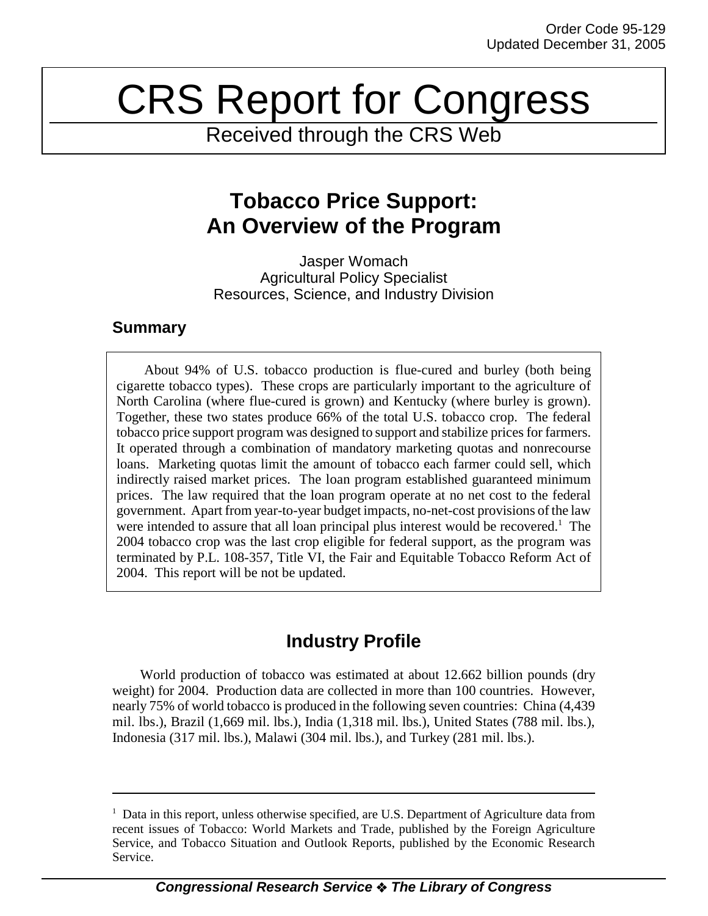Order Code 95-129
Updated December 31, 2005

# CRS Report for Congress

Received through the CRS Web

## Tobacco Price Support: An Overview of the Program

Jasper Womach
Agricultural Policy Specialist
Resources, Science, and Industry Division

### Summary

About 94% of U.S. tobacco production is flue-cured and burley (both being cigarette tobacco types). These crops are particularly important to the agriculture of North Carolina (where flue-cured is grown) and Kentucky (where burley is grown). Together, these two states produce 66% of the total U.S. tobacco crop. The federal tobacco price support program was designed to support and stabilize prices for farmers. It operated through a combination of mandatory marketing quotas and nonrecourse loans. Marketing quotas limit the amount of tobacco each farmer could sell, which indirectly raised market prices. The loan program established guaranteed minimum prices. The law required that the loan program operate at no net cost to the federal government. Apart from year-to-year budget impacts, no-net-cost provisions of the law were intended to assure that all loan principal plus interest would be recovered.[1] The 2004 tobacco crop was the last crop eligible for federal support, as the program was terminated by P.L. 108-357, Title VI, the Fair and Equitable Tobacco Reform Act of 2004. This report will be not be updated.

## Industry Profile

World production of tobacco was estimated at about 12.662 billion pounds (dry weight) for 2004. Production data are collected in more than 100 countries. However, nearly 75% of world tobacco is produced in the following seven countries: China (4,439 mil. lbs.), Brazil (1,669 mil. lbs.), India (1,318 mil. lbs.), United States (788 mil. lbs.), Indonesia (317 mil. lbs.), Malawi (304 mil. lbs.), and Turkey (281 mil. lbs.).

---

[1] Data in this report, unless otherwise specified, are U.S. Department of Agriculture data from recent issues of Tobacco: World Markets and Trade, published by the Foreign Agriculture Service, and Tobacco Situation and Outlook Reports, published by the Economic Research Service.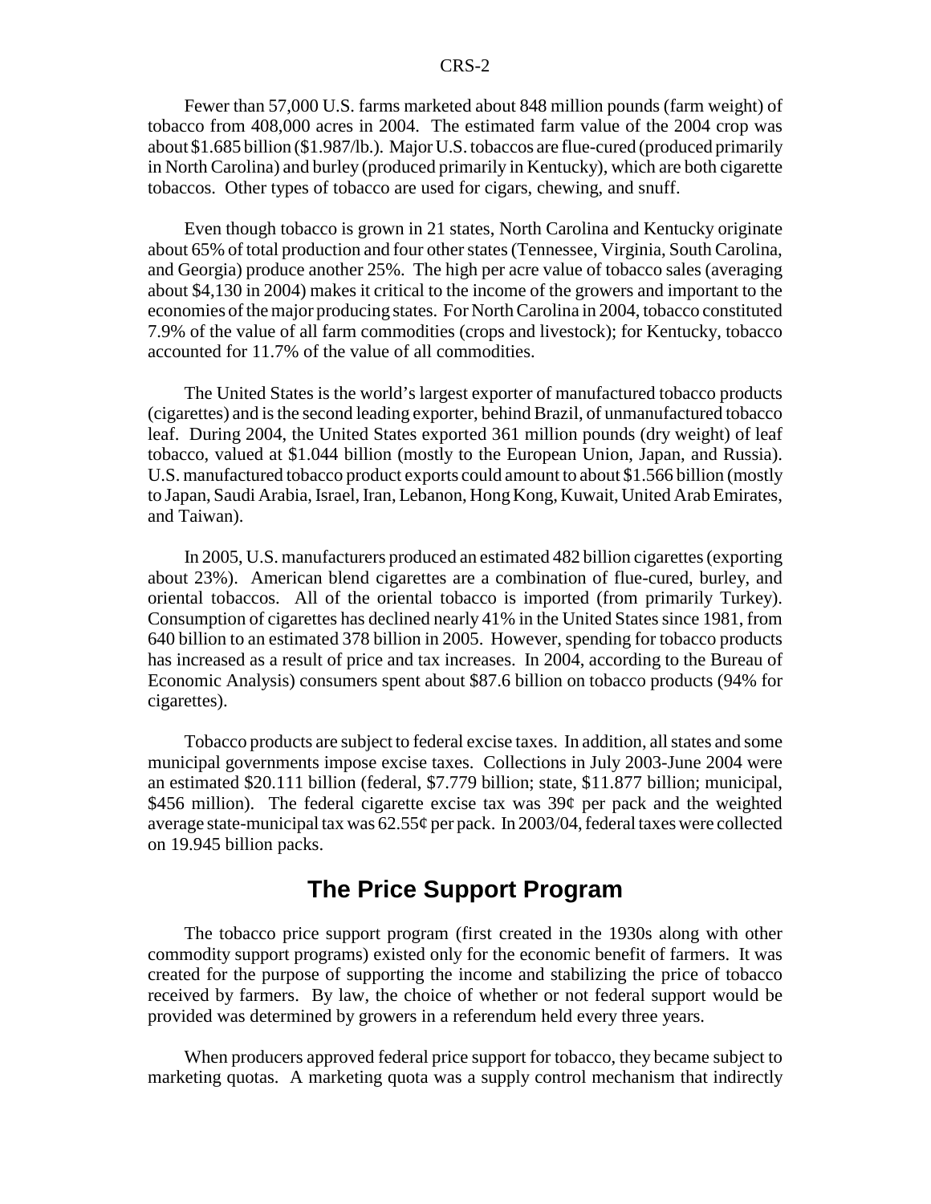Fewer than 57,000 U.S. farms marketed about 848 million pounds (farm weight) of tobacco from 408,000 acres in 2004. The estimated farm value of the 2004 crop was about $1.685 billion ($1.987/lb.). Major U.S. tobaccos are flue-cured (produced primarily in North Carolina) and burley (produced primarily in Kentucky), which are both cigarette tobaccos. Other types of tobacco are used for cigars, chewing, and snuff.

Even though tobacco is grown in 21 states, North Carolina and Kentucky originate about 65% of total production and four other states (Tennessee, Virginia, South Carolina, and Georgia) produce another 25%. The high per acre value of tobacco sales (averaging about $4,130 in 2004) makes it critical to the income of the growers and important to the economies of the major producing states. For North Carolina in 2004, tobacco constituted 7.9% of the value of all farm commodities (crops and livestock); for Kentucky, tobacco accounted for 11.7% of the value of all commodities.

The United States is the world's largest exporter of manufactured tobacco products (cigarettes) and is the second leading exporter, behind Brazil, of unmanufactured tobacco leaf. During 2004, the United States exported 361 million pounds (dry weight) of leaf tobacco, valued at $1.044 billion (mostly to the European Union, Japan, and Russia). U.S. manufactured tobacco product exports could amount to about $1.566 billion (mostly to Japan, Saudi Arabia, Israel, Iran, Lebanon, Hong Kong, Kuwait, United Arab Emirates, and Taiwan).

In 2005, U.S. manufacturers produced an estimated 482 billion cigarettes (exporting about 23%). American blend cigarettes are a combination of flue-cured, burley, and oriental tobaccos. All of the oriental tobacco is imported (from primarily Turkey). Consumption of cigarettes has declined nearly 41% in the United States since 1981, from 640 billion to an estimated 378 billion in 2005. However, spending for tobacco products has increased as a result of price and tax increases. In 2004, according to the Bureau of Economic Analysis) consumers spent about $87.6 billion on tobacco products (94% for cigarettes).

Tobacco products are subject to federal excise taxes. In addition, all states and some municipal governments impose excise taxes. Collections in July 2003-June 2004 were an estimated $20.111 billion (federal, $7.779 billion; state, $11.877 billion; municipal, $456 million). The federal cigarette excise tax was 39¢ per pack and the weighted average state-municipal tax was 62.55¢ per pack. In 2003/04, federal taxes were collected on 19.945 billion packs.

## The Price Support Program

The tobacco price support program (first created in the 1930s along with other commodity support programs) existed only for the economic benefit of farmers. It was created for the purpose of supporting the income and stabilizing the price of tobacco received by farmers. By law, the choice of whether or not federal support would be provided was determined by growers in a referendum held every three years.

When producers approved federal price support for tobacco, they became subject to marketing quotas. A marketing quota was a supply control mechanism that indirectly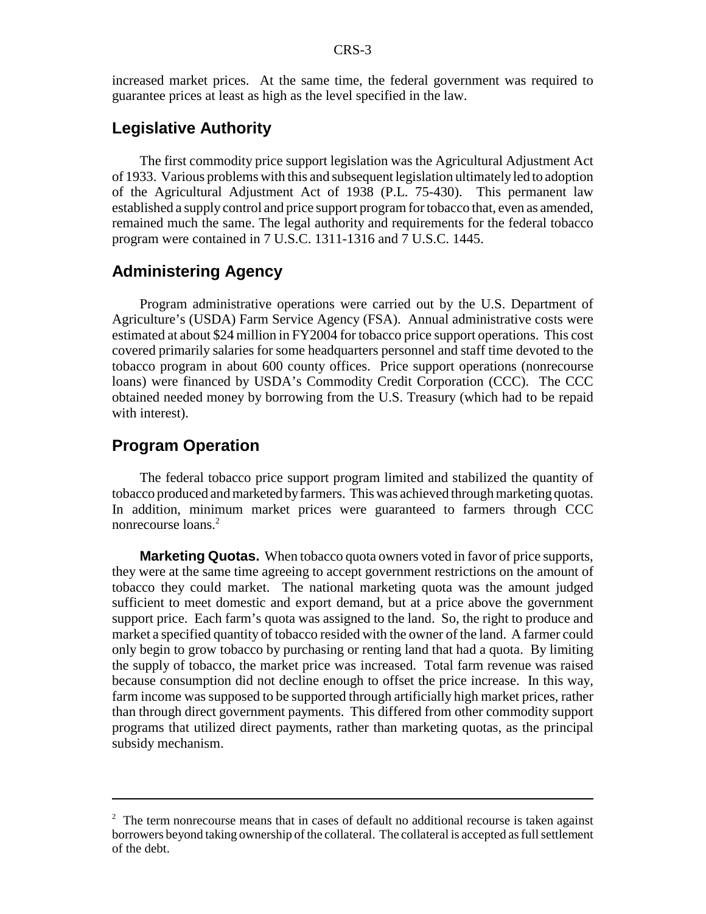increased market prices. At the same time, the federal government was required to guarantee prices at least as high as the level specified in the law.

## Legislative Authority

The first commodity price support legislation was the Agricultural Adjustment Act of 1933. Various problems with this and subsequent legislation ultimately led to adoption of the Agricultural Adjustment Act of 1938 (P.L. 75-430). This permanent law established a supply control and price support program for tobacco that, even as amended, remained much the same. The legal authority and requirements for the federal tobacco program were contained in 7 U.S.C. 1311-1316 and 7 U.S.C. 1445.

## Administering Agency

Program administrative operations were carried out by the U.S. Department of Agriculture's (USDA) Farm Service Agency (FSA). Annual administrative costs were estimated at about $24 million in FY2004 for tobacco price support operations. This cost covered primarily salaries for some headquarters personnel and staff time devoted to the tobacco program in about 600 county offices. Price support operations (nonrecourse loans) were financed by USDA's Commodity Credit Corporation (CCC). The CCC obtained needed money by borrowing from the U.S. Treasury (which had to be repaid with interest).

## Program Operation

The federal tobacco price support program limited and stabilized the quantity of tobacco produced and marketed by farmers. This was achieved through marketing quotas. In addition, minimum market prices were guaranteed to farmers through CCC nonrecourse loans.[2]

**Marketing Quotas.** When tobacco quota owners voted in favor of price supports, they were at the same time agreeing to accept government restrictions on the amount of tobacco they could market. The national marketing quota was the amount judged sufficient to meet domestic and export demand, but at a price above the government support price. Each farm's quota was assigned to the land. So, the right to produce and market a specified quantity of tobacco resided with the owner of the land. A farmer could only begin to grow tobacco by purchasing or renting land that had a quota. By limiting the supply of tobacco, the market price was increased. Total farm revenue was raised because consumption did not decline enough to offset the price increase. In this way, farm income was supposed to be supported through artificially high market prices, rather than through direct government payments. This differed from other commodity support programs that utilized direct payments, rather than marketing quotas, as the principal subsidy mechanism.

---

[2] The term nonrecourse means that in cases of default no additional recourse is taken against borrowers beyond taking ownership of the collateral. The collateral is accepted as full settlement of the debt.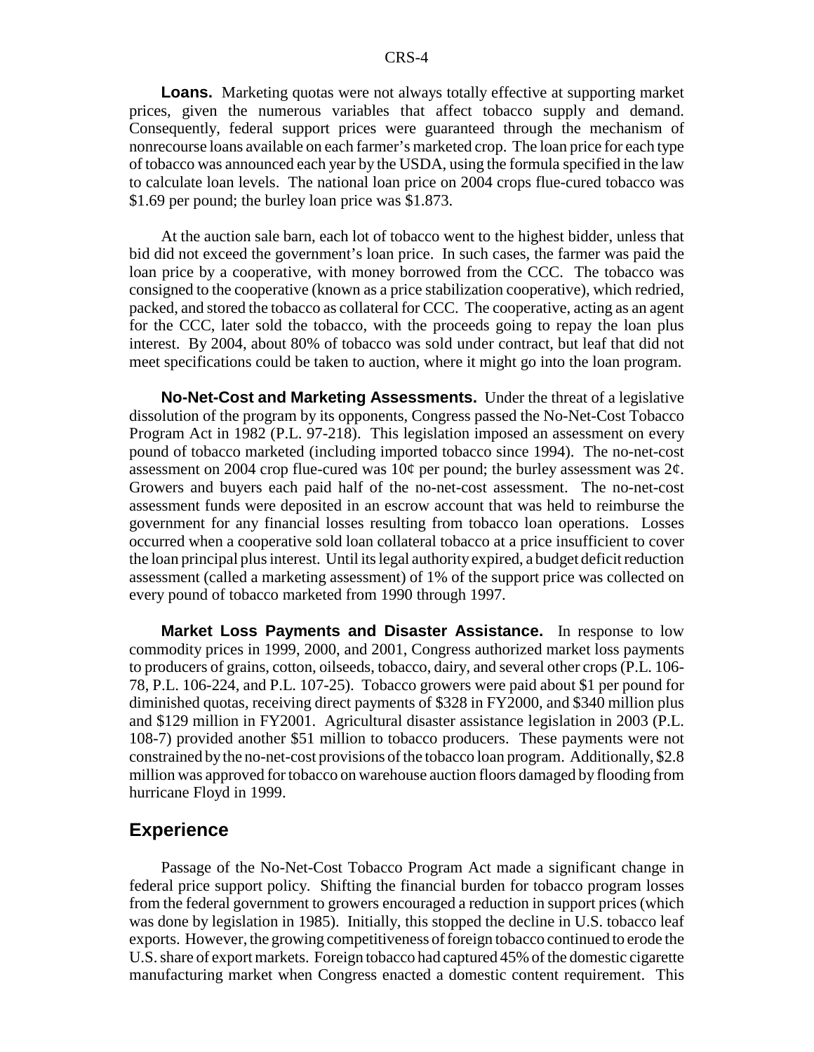**Loans.** Marketing quotas were not always totally effective at supporting market prices, given the numerous variables that affect tobacco supply and demand. Consequently, federal support prices were guaranteed through the mechanism of nonrecourse loans available on each farmer's marketed crop. The loan price for each type of tobacco was announced each year by the USDA, using the formula specified in the law to calculate loan levels. The national loan price on 2004 crops flue-cured tobacco was $1.69 per pound; the burley loan price was $1.873.

At the auction sale barn, each lot of tobacco went to the highest bidder, unless that bid did not exceed the government's loan price. In such cases, the farmer was paid the loan price by a cooperative, with money borrowed from the CCC. The tobacco was consigned to the cooperative (known as a price stabilization cooperative), which redried, packed, and stored the tobacco as collateral for CCC. The cooperative, acting as an agent for the CCC, later sold the tobacco, with the proceeds going to repay the loan plus interest. By 2004, about 80% of tobacco was sold under contract, but leaf that did not meet specifications could be taken to auction, where it might go into the loan program.

**No-Net-Cost and Marketing Assessments.** Under the threat of a legislative dissolution of the program by its opponents, Congress passed the No-Net-Cost Tobacco Program Act in 1982 (P.L. 97-218). This legislation imposed an assessment on every pound of tobacco marketed (including imported tobacco since 1994). The no-net-cost assessment on 2004 crop flue-cured was 10¢ per pound; the burley assessment was 2¢. Growers and buyers each paid half of the no-net-cost assessment. The no-net-cost assessment funds were deposited in an escrow account that was held to reimburse the government for any financial losses resulting from tobacco loan operations. Losses occurred when a cooperative sold loan collateral tobacco at a price insufficient to cover the loan principal plus interest. Until its legal authority expired, a budget deficit reduction assessment (called a marketing assessment) of 1% of the support price was collected on every pound of tobacco marketed from 1990 through 1997.

**Market Loss Payments and Disaster Assistance.** In response to low commodity prices in 1999, 2000, and 2001, Congress authorized market loss payments to producers of grains, cotton, oilseeds, tobacco, dairy, and several other crops (P.L. 106-78, P.L. 106-224, and P.L. 107-25). Tobacco growers were paid about $1 per pound for diminished quotas, receiving direct payments of $328 in FY2000, and $340 million plus and $129 million in FY2001. Agricultural disaster assistance legislation in 2003 (P.L. 108-7) provided another $51 million to tobacco producers. These payments were not constrained by the no-net-cost provisions of the tobacco loan program. Additionally, $2.8 million was approved for tobacco on warehouse auction floors damaged by flooding from hurricane Floyd in 1999.

## Experience

Passage of the No-Net-Cost Tobacco Program Act made a significant change in federal price support policy. Shifting the financial burden for tobacco program losses from the federal government to growers encouraged a reduction in support prices (which was done by legislation in 1985). Initially, this stopped the decline in U.S. tobacco leaf exports. However, the growing competitiveness of foreign tobacco continued to erode the U.S. share of export markets. Foreign tobacco had captured 45% of the domestic cigarette manufacturing market when Congress enacted a domestic content requirement. This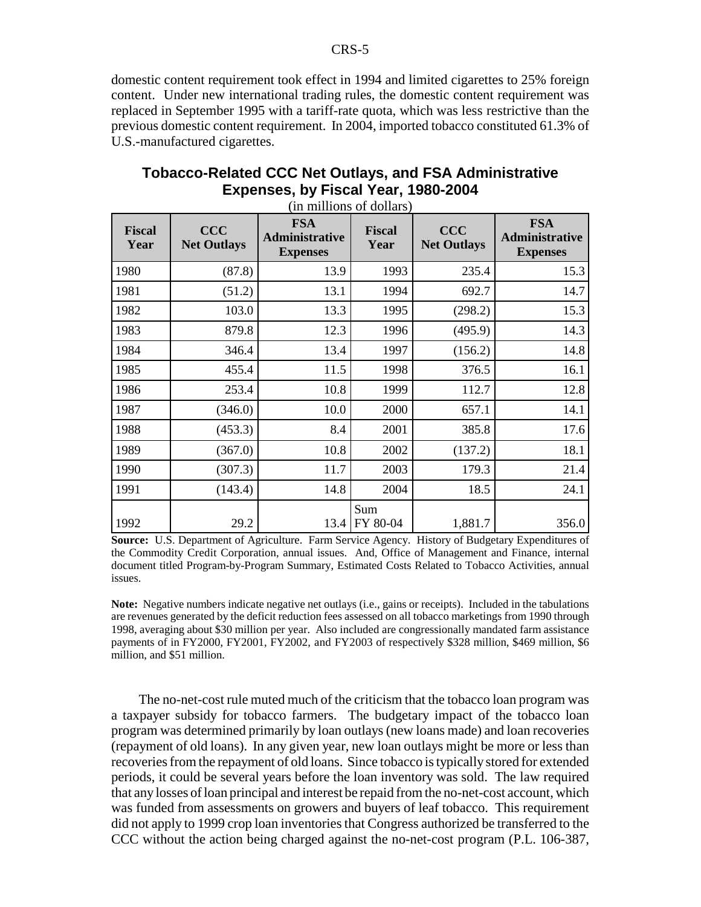domestic content requirement took effect in 1994 and limited cigarettes to 25% foreign content. Under new international trading rules, the domestic content requirement was replaced in September 1995 with a tariff-rate quota, which was less restrictive than the previous domestic content requirement. In 2004, imported tobacco constituted 61.3% of U.S.-manufactured cigarettes.

### Tobacco-Related CCC Net Outlays, and FSA Administrative Expenses, by Fiscal Year, 1980-2004

(in millions of dollars)

| Fiscal Year | CCC Net Outlays | FSA Administrative Expenses | Fiscal Year | CCC Net Outlays | FSA Administrative Expenses |
|---|---|---|---|---|---|
| 1980 | (87.8) | 13.9 | 1993 | 235.4 | 15.3 |
| 1981 | (51.2) | 13.1 | 1994 | 692.7 | 14.7 |
| 1982 | 103.0 | 13.3 | 1995 | (298.2) | 15.3 |
| 1983 | 879.8 | 12.3 | 1996 | (495.9) | 14.3 |
| 1984 | 346.4 | 13.4 | 1997 | (156.2) | 14.8 |
| 1985 | 455.4 | 11.5 | 1998 | 376.5 | 16.1 |
| 1986 | 253.4 | 10.8 | 1999 | 112.7 | 12.8 |
| 1987 | (346.0) | 10.0 | 2000 | 657.1 | 14.1 |
| 1988 | (453.3) | 8.4 | 2001 | 385.8 | 17.6 |
| 1989 | (367.0) | 10.8 | 2002 | (137.2) | 18.1 |
| 1990 | (307.3) | 11.7 | 2003 | 179.3 | 21.4 |
| 1991 | (143.4) | 14.8 | 2004 | 18.5 | 24.1 |
| 1992 | 29.2 | 13.4 | Sum FY 80-04 | 1,881.7 | 356.0 |

**Source:** U.S. Department of Agriculture. Farm Service Agency. History of Budgetary Expenditures of the Commodity Credit Corporation, annual issues. And, Office of Management and Finance, internal document titled Program-by-Program Summary, Estimated Costs Related to Tobacco Activities, annual issues.

**Note:** Negative numbers indicate negative net outlays (i.e., gains or receipts). Included in the tabulations are revenues generated by the deficit reduction fees assessed on all tobacco marketings from 1990 through 1998, averaging about $30 million per year. Also included are congressionally mandated farm assistance payments of in FY2000, FY2001, FY2002, and FY2003 of respectively $328 million, $469 million, $6 million, and $51 million.

The no-net-cost rule muted much of the criticism that the tobacco loan program was a taxpayer subsidy for tobacco farmers. The budgetary impact of the tobacco loan program was determined primarily by loan outlays (new loans made) and loan recoveries (repayment of old loans). In any given year, new loan outlays might be more or less than recoveries from the repayment of old loans. Since tobacco is typically stored for extended periods, it could be several years before the loan inventory was sold. The law required that any losses of loan principal and interest be repaid from the no-net-cost account, which was funded from assessments on growers and buyers of leaf tobacco. This requirement did not apply to 1999 crop loan inventories that Congress authorized be transferred to the CCC without the action being charged against the no-net-cost program (P.L. 106-387,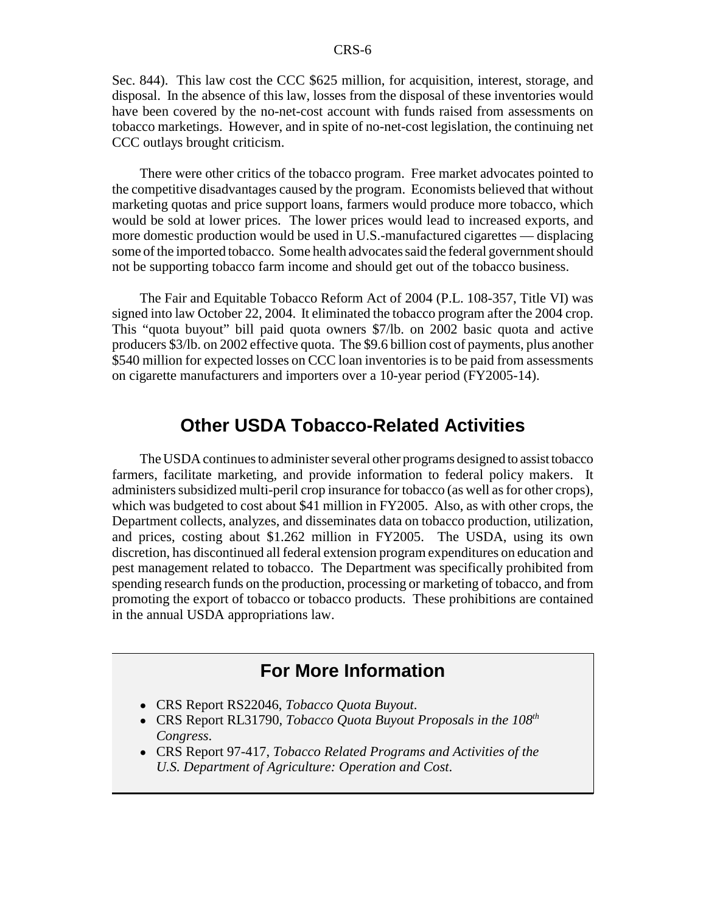Sec. 844). This law cost the CCC $625 million, for acquisition, interest, storage, and disposal. In the absence of this law, losses from the disposal of these inventories would have been covered by the no-net-cost account with funds raised from assessments on tobacco marketings. However, and in spite of no-net-cost legislation, the continuing net CCC outlays brought criticism.

There were other critics of the tobacco program. Free market advocates pointed to the competitive disadvantages caused by the program. Economists believed that without marketing quotas and price support loans, farmers would produce more tobacco, which would be sold at lower prices. The lower prices would lead to increased exports, and more domestic production would be used in U.S.-manufactured cigarettes — displacing some of the imported tobacco. Some health advocates said the federal government should not be supporting tobacco farm income and should get out of the tobacco business.

The Fair and Equitable Tobacco Reform Act of 2004 (P.L. 108-357, Title VI) was signed into law October 22, 2004. It eliminated the tobacco program after the 2004 crop. This "quota buyout" bill paid quota owners $7/lb. on 2002 basic quota and active producers $3/lb. on 2002 effective quota. The $9.6 billion cost of payments, plus another $540 million for expected losses on CCC loan inventories is to be paid from assessments on cigarette manufacturers and importers over a 10-year period (FY2005-14).

## Other USDA Tobacco-Related Activities

The USDA continues to administer several other programs designed to assist tobacco farmers, facilitate marketing, and provide information to federal policy makers. It administers subsidized multi-peril crop insurance for tobacco (as well as for other crops), which was budgeted to cost about $41 million in FY2005. Also, as with other crops, the Department collects, analyzes, and disseminates data on tobacco production, utilization, and prices, costing about $1.262 million in FY2005. The USDA, using its own discretion, has discontinued all federal extension program expenditures on education and pest management related to tobacco. The Department was specifically prohibited from spending research funds on the production, processing or marketing of tobacco, and from promoting the export of tobacco or tobacco products. These prohibitions are contained in the annual USDA appropriations law.

## For More Information

- CRS Report RS22046, *Tobacco Quota Buyout*.
- CRS Report RL31790, *Tobacco Quota Buyout Proposals in the 108th Congress*.
- CRS Report 97-417, *Tobacco Related Programs and Activities of the U.S. Department of Agriculture: Operation and Cost*.